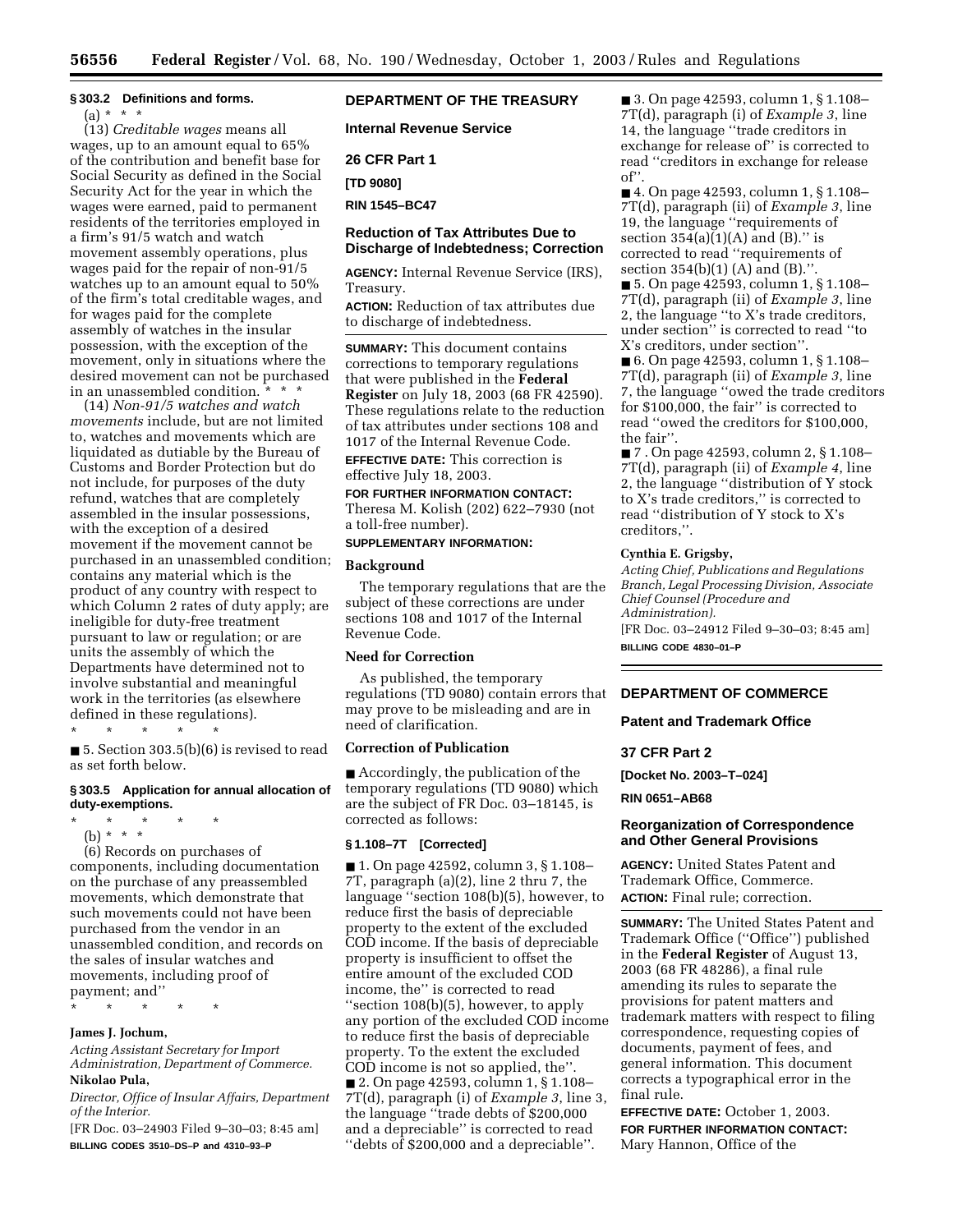### § 303.2 Definitions and forms.

(a) * * *

(13) *Creditable wages* means all wages, up to an amount equal to 65% of the contribution and benefit base for Social Security as defined in the Social Security Act for the year in which the wages were earned, paid to permanent residents of the territories employed in a firm's 91/5 watch and watch movement assembly operations, plus wages paid for the repair of non-91/5 watches up to an amount equal to 50% of the firm's total creditable wages, and for wages paid for the complete assembly of watches in the insular possession, with the exception of the movement, only in situations where the desired movement can not be purchased in an unassembled condition. * * *

(14) *Non-91/5 watches and watch movements* include, but are not limited to, watches and movements which are liquidated as dutiable by the Bureau of Customs and Border Protection but do not include, for purposes of the duty refund, watches that are completely assembled in the insular possessions, with the exception of a desired movement if the movement cannot be purchased in an unassembled condition; contains any material which is the product of any country with respect to which Column 2 rates of duty apply; are ineligible for duty-free treatment pursuant to law or regulation; or are units the assembly of which the Departments have determined not to involve substantial and meaningful work in the territories (as elsewhere defined in these regulations).

\* \* \* \* \*

■ 5. Section 303.5(b)(6) is revised to read as set forth below.

### § 303.5 Application for annual allocation of duty-exemptions.

\* \* \* \* \*

(b) * * *

(6) Records on purchases of components, including documentation on the purchase of any preassembled movements, which demonstrate that such movements could not have been purchased from the vendor in an unassembled condition, and records on the sales of insular watches and movements, including proof of payment; and''

\* \* \* \* \*

**James J. Jochum,**

*Acting Assistant Secretary for Import Administration, Department of Commerce.*

**Nikolao Pula,**

*Director, Office of Insular Affairs, Department of the Interior.*

[FR Doc. 03–24903 Filed 9–30–03; 8:45 am]

**BILLING CODES 3510–DS–P and 4310–93–P**

## DEPARTMENT OF THE TREASURY

### Internal Revenue Service

**26 CFR Part 1**

**[TD 9080]**

**RIN 1545–BC47**

### Reduction of Tax Attributes Due to Discharge of Indebtedness; Correction

**AGENCY:** Internal Revenue Service (IRS), Treasury.

**ACTION:** Reduction of tax attributes due to discharge of indebtedness.

**SUMMARY:** This document contains corrections to temporary regulations that were published in the **Federal Register** on July 18, 2003 (68 FR 42590). These regulations relate to the reduction of tax attributes under sections 108 and 1017 of the Internal Revenue Code.

**EFFECTIVE DATE:** This correction is effective July 18, 2003.

**FOR FURTHER INFORMATION CONTACT:** Theresa M. Kolish (202) 622–7930 (not a toll-free number).

**SUPPLEMENTARY INFORMATION:**

#### Background

The temporary regulations that are the subject of these corrections are under sections 108 and 1017 of the Internal Revenue Code.

#### Need for Correction

As published, the temporary regulations (TD 9080) contain errors that may prove to be misleading and are in need of clarification.

#### Correction of Publication

■ Accordingly, the publication of the temporary regulations (TD 9080) which are the subject of FR Doc. 03–18145, is corrected as follows:

### § 1.108–7T [Corrected]

■ 1. On page 42592, column 3, § 1.108–7T, paragraph (a)(2), line 2 thru 7, the language ''section 108(b)(5), however, to reduce first the basis of depreciable property to the extent of the excluded COD income. If the basis of depreciable property is insufficient to offset the entire amount of the excluded COD income, the'' is corrected to read ''section 108(b)(5), however, to apply any portion of the excluded COD income to reduce first the basis of depreciable property. To the extent the excluded COD income is not so applied, the''.

■ 2. On page 42593, column 1, § 1.108–7T(d), paragraph (i) of *Example 3*, line 3, the language ''trade debts of $200,000 and a depreciable'' is corrected to read ''debts of $200,000 and a depreciable''.

■ 3. On page 42593, column 1, § 1.108–7T(d), paragraph (i) of *Example 3*, line 14, the language ''trade creditors in exchange for release of'' is corrected to read ''creditors in exchange for release of''.

■ 4. On page 42593, column 1, § 1.108–7T(d), paragraph (ii) of *Example 3*, line 19, the language ''requirements of section 354(a)(1)(A) and (B).'' is corrected to read ''requirements of section 354(b)(1) (A) and (B).''.

■ 5. On page 42593, column 1, § 1.108–7T(d), paragraph (ii) of *Example 3*, line 2, the language ''to X's trade creditors, under section'' is corrected to read ''to X's creditors, under section''.

■ 6. On page 42593, column 1, § 1.108–7T(d), paragraph (ii) of *Example 3*, line 7, the language ''owed the trade creditors for $100,000, the fair'' is corrected to read ''owed the creditors for $100,000, the fair''.

■ 7 . On page 42593, column 2, § 1.108–7T(d), paragraph (ii) of *Example 4*, line 2, the language ''distribution of Y stock to X's trade creditors,'' is corrected to read ''distribution of Y stock to X's creditors,''.

**Cynthia E. Grigsby,**

*Acting Chief, Publications and Regulations Branch, Legal Processing Division, Associate Chief Counsel (Procedure and Administration).*

[FR Doc. 03–24912 Filed 9–30–03; 8:45 am]

**BILLING CODE 4830–01–P**

## DEPARTMENT OF COMMERCE

### Patent and Trademark Office

**37 CFR Part 2**

**[Docket No. 2003–T–024]**

**RIN 0651–AB68**

### Reorganization of Correspondence and Other General Provisions

**AGENCY:** United States Patent and Trademark Office, Commerce.

**ACTION:** Final rule; correction.

**SUMMARY:** The United States Patent and Trademark Office (''Office'') published in the **Federal Register** of August 13, 2003 (68 FR 48286), a final rule amending its rules to separate the provisions for patent matters and trademark matters with respect to filing correspondence, requesting copies of documents, payment of fees, and general information. This document corrects a typographical error in the final rule.

**EFFECTIVE DATE:** October 1, 2003.

**FOR FURTHER INFORMATION CONTACT:** Mary Hannon, Office of the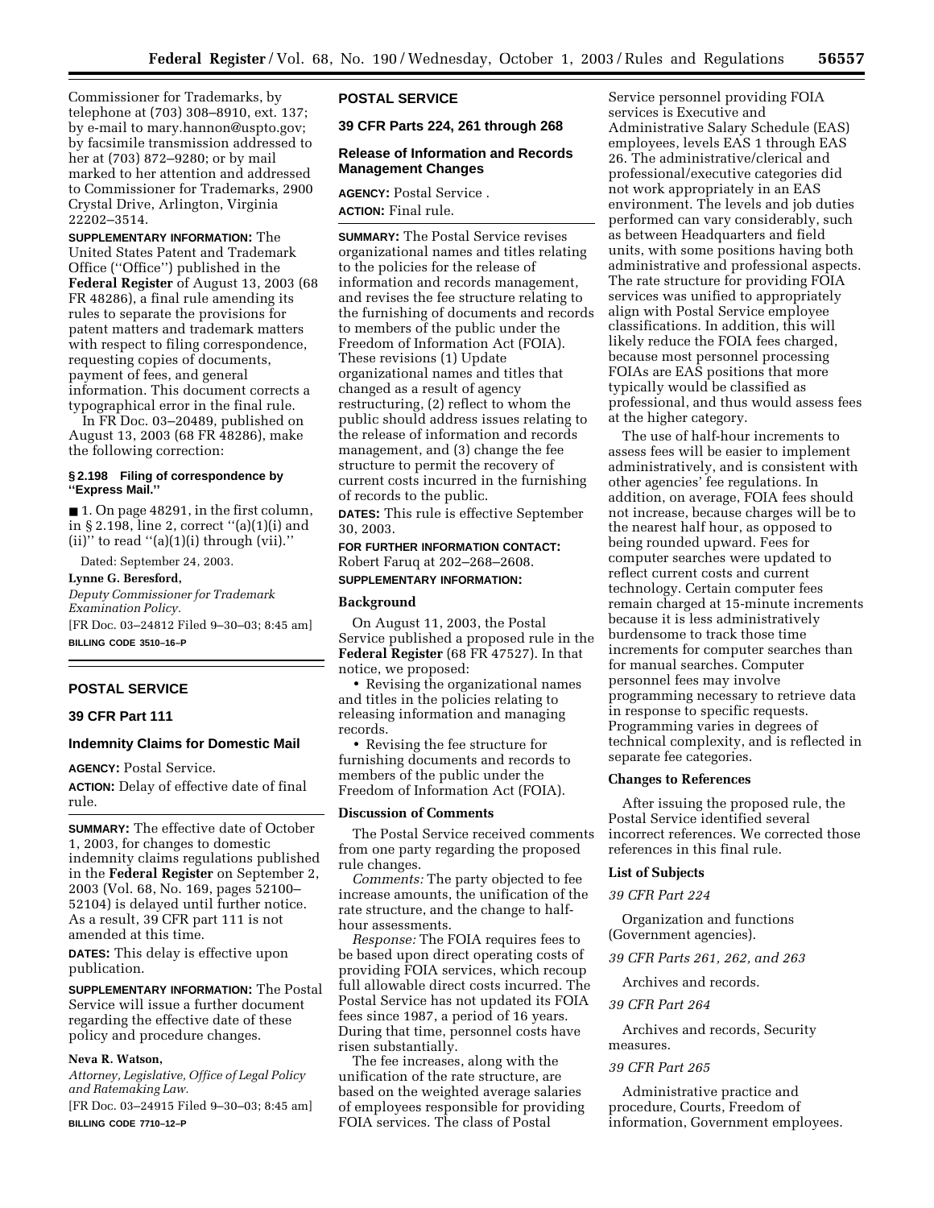Commissioner for Trademarks, by telephone at (703) 308–8910, ext. 137; by e-mail to mary.hannon@uspto.gov; by facsimile transmission addressed to her at (703) 872–9280; or by mail marked to her attention and addressed to Commissioner for Trademarks, 2900 Crystal Drive, Arlington, Virginia 22202–3514.

**SUPPLEMENTARY INFORMATION:** The United States Patent and Trademark Office (''Office'') published in the **Federal Register** of August 13, 2003 (68 FR 48286), a final rule amending its rules to separate the provisions for patent matters and trademark matters with respect to filing correspondence, requesting copies of documents, payment of fees, and general information. This document corrects a typographical error in the final rule.

In FR Doc. 03–20489, published on August 13, 2003 (68 FR 48286), make the following correction:

**§ 2.198 Filing of correspondence by ''Express Mail.''**

■ 1. On page 48291, in the first column, in § 2.198, line 2, correct ''(a)(1)(i) and (ii)'' to read ''(a)(1)(i) through (vii).''

Dated: September 24, 2003.

**Lynne G. Beresford,**

*Deputy Commissioner for Trademark Examination Policy.*

[FR Doc. 03–24812 Filed 9–30–03; 8:45 am]

**BILLING CODE 3510–16–P**

---

## POSTAL SERVICE

### 39 CFR Part 111

### Indemnity Claims for Domestic Mail

**AGENCY:** Postal Service.

**ACTION:** Delay of effective date of final rule.

**SUMMARY:** The effective date of October 1, 2003, for changes to domestic indemnity claims regulations published in the **Federal Register** on September 2, 2003 (Vol. 68, No. 169, pages 52100–52104) is delayed until further notice. As a result, 39 CFR part 111 is not amended at this time.

**DATES:** This delay is effective upon publication.

**SUPPLEMENTARY INFORMATION:** The Postal Service will issue a further document regarding the effective date of these policy and procedure changes.

**Neva R. Watson,**

*Attorney, Legislative, Office of Legal Policy and Ratemaking Law.*

[FR Doc. 03–24915 Filed 9–30–03; 8:45 am]

**BILLING CODE 7710–12–P**

---

## POSTAL SERVICE

### 39 CFR Parts 224, 261 through 268

### Release of Information and Records Management Changes

**AGENCY:** Postal Service .

**ACTION:** Final rule.

**SUMMARY:** The Postal Service revises organizational names and titles relating to the policies for the release of information and records management, and revises the fee structure relating to the furnishing of documents and records to members of the public under the Freedom of Information Act (FOIA). These revisions (1) Update organizational names and titles that changed as a result of agency restructuring, (2) reflect to whom the public should address issues relating to the release of information and records management, and (3) change the fee structure to permit the recovery of current costs incurred in the furnishing of records to the public.

**DATES:** This rule is effective September 30, 2003.

**FOR FURTHER INFORMATION CONTACT:** Robert Faruq at 202–268–2608.

**SUPPLEMENTARY INFORMATION:**

#### Background

On August 11, 2003, the Postal Service published a proposed rule in the **Federal Register** (68 FR 47527). In that notice, we proposed:

- Revising the organizational names and titles in the policies relating to releasing information and managing records.
- Revising the fee structure for furnishing documents and records to members of the public under the Freedom of Information Act (FOIA).

#### Discussion of Comments

The Postal Service received comments from one party regarding the proposed rule changes.

*Comments:* The party objected to fee increase amounts, the unification of the rate structure, and the change to half-hour assessments.

*Response:* The FOIA requires fees to be based upon direct operating costs of providing FOIA services, which recoup full allowable direct costs incurred. The Postal Service has not updated its FOIA fees since 1987, a period of 16 years. During that time, personnel costs have risen substantially.

The fee increases, along with the unification of the rate structure, are based on the weighted average salaries of employees responsible for providing FOIA services. The class of Postal Service personnel providing FOIA services is Executive and Administrative Salary Schedule (EAS) employees, levels EAS 1 through EAS 26. The administrative/clerical and professional/executive categories did not work appropriately in an EAS environment. The levels and job duties performed can vary considerably, such as between Headquarters and field units, with some positions having both administrative and professional aspects. The rate structure for providing FOIA services was unified to appropriately align with Postal Service employee classifications. In addition, this will likely reduce the FOIA fees charged, because most personnel processing FOIAs are EAS positions that more typically would be classified as professional, and thus would assess fees at the higher category.

The use of half-hour increments to assess fees will be easier to implement administratively, and is consistent with other agencies' fee regulations. In addition, on average, FOIA fees should not increase, because charges will be to the nearest half hour, as opposed to being rounded upward. Fees for computer searches were updated to reflect current costs and current technology. Certain computer fees remain charged at 15-minute increments because it is less administratively burdensome to track those time increments for computer searches than for manual searches. Computer personnel fees may involve programming necessary to retrieve data in response to specific requests. Programming varies in degrees of technical complexity, and is reflected in separate fee categories.

#### Changes to References

After issuing the proposed rule, the Postal Service identified several incorrect references. We corrected those references in this final rule.

#### List of Subjects

*39 CFR Part 224*

Organization and functions (Government agencies).

*39 CFR Parts 261, 262, and 263*

Archives and records.

*39 CFR Part 264*

Archives and records, Security measures.

*39 CFR Part 265*

Administrative practice and procedure, Courts, Freedom of information, Government employees.